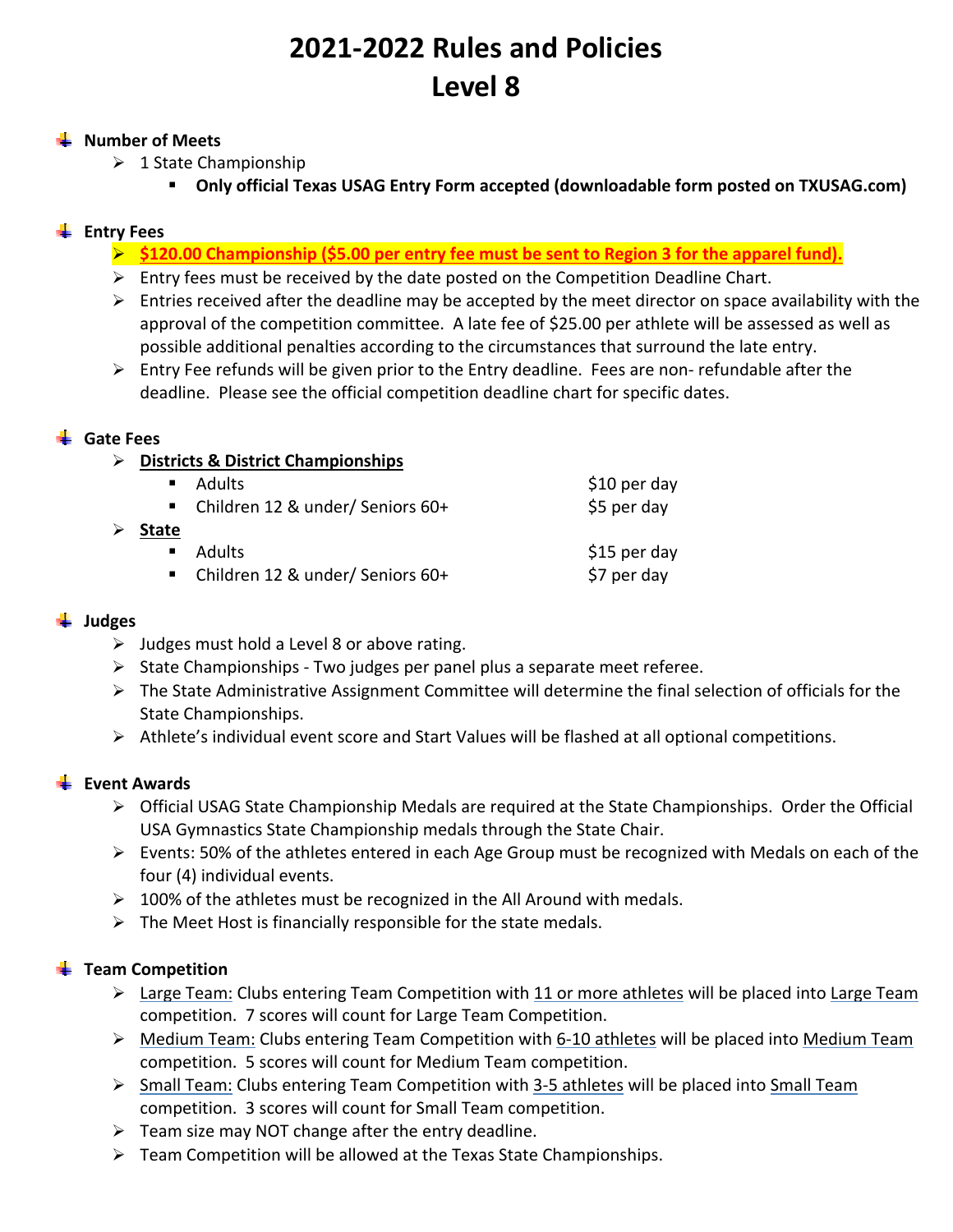# 2021-2022 Rules and Policies
# Level 8

- **Number of Meets**
  - 1 State Championship
    - **Only official Texas USAG Entry Form accepted (downloadable form posted on TXUSAG.com)**

- **Entry Fees**
  - **$120.00 Championship ($5.00 per entry fee must be sent to Region 3 for the apparel fund).**
  - Entry fees must be received by the date posted on the Competition Deadline Chart.
  - Entries received after the deadline may be accepted by the meet director on space availability with the approval of the competition committee. A late fee of $25.00 per athlete will be assessed as well as possible additional penalties according to the circumstances that surround the late entry.
  - Entry Fee refunds will be given prior to the Entry deadline. Fees are non- refundable after the deadline. Please see the official competition deadline chart for specific dates.

- **Gate Fees**
  - **Districts & District Championships**
    - Adults — $10 per day
    - Children 12 & under/ Seniors 60+ — $5 per day
  - **State**
    - Adults — $15 per day
    - Children 12 & under/ Seniors 60+ — $7 per day

- **Judges**
  - Judges must hold a Level 8 or above rating.
  - State Championships - Two judges per panel plus a separate meet referee.
  - The State Administrative Assignment Committee will determine the final selection of officials for the State Championships.
  - Athlete's individual event score and Start Values will be flashed at all optional competitions.

- **Event Awards**
  - Official USAG State Championship Medals are required at the State Championships. Order the Official USA Gymnastics State Championship medals through the State Chair.
  - Events: 50% of the athletes entered in each Age Group must be recognized with Medals on each of the four (4) individual events.
  - 100% of the athletes must be recognized in the All Around with medals.
  - The Meet Host is financially responsible for the state medals.

- **Team Competition**
  - Large Team: Clubs entering Team Competition with 11 or more athletes will be placed into Large Team competition. 7 scores will count for Large Team Competition.
  - Medium Team: Clubs entering Team Competition with 6-10 athletes will be placed into Medium Team competition. 5 scores will count for Medium Team competition.
  - Small Team: Clubs entering Team Competition with 3-5 athletes will be placed into Small Team competition. 3 scores will count for Small Team competition.
  - Team size may NOT change after the entry deadline.
  - Team Competition will be allowed at the Texas State Championships.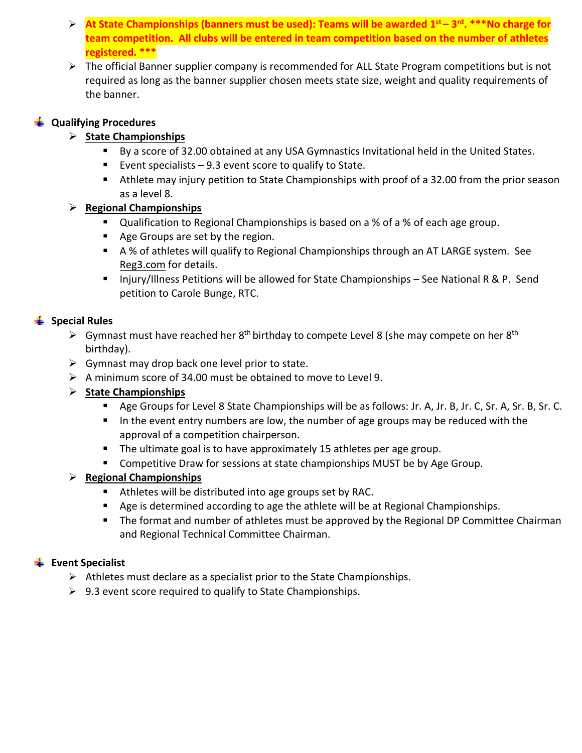- **At State Championships (banners must be used): Teams will be awarded 1st – 3rd. \*\*\*No charge for team competition. All clubs will be entered in team competition based on the number of athletes registered. \*\*\***
- The official Banner supplier company is recommended for ALL State Program competitions but is not required as long as the banner supplier chosen meets state size, weight and quality requirements of the banner.

## Qualifying Procedures

- **State Championships**
  - By a score of 32.00 obtained at any USA Gymnastics Invitational held in the United States.
  - Event specialists – 9.3 event score to qualify to State.
  - Athlete may injury petition to State Championships with proof of a 32.00 from the prior season as a level 8.
- **Regional Championships**
  - Qualification to Regional Championships is based on a % of a % of each age group.
  - Age Groups are set by the region.
  - A % of athletes will qualify to Regional Championships through an AT LARGE system. See Reg3.com for details.
  - Injury/Illness Petitions will be allowed for State Championships – See National R & P. Send petition to Carole Bunge, RTC.

## Special Rules

- Gymnast must have reached her 8th birthday to compete Level 8 (she may compete on her 8th birthday).
- Gymnast may drop back one level prior to state.
- A minimum score of 34.00 must be obtained to move to Level 9.
- **State Championships**
  - Age Groups for Level 8 State Championships will be as follows: Jr. A, Jr. B, Jr. C, Sr. A, Sr. B, Sr. C.
  - In the event entry numbers are low, the number of age groups may be reduced with the approval of a competition chairperson.
  - The ultimate goal is to have approximately 15 athletes per age group.
  - Competitive Draw for sessions at state championships MUST be by Age Group.
- **Regional Championships**
  - Athletes will be distributed into age groups set by RAC.
  - Age is determined according to age the athlete will be at Regional Championships.
  - The format and number of athletes must be approved by the Regional DP Committee Chairman and Regional Technical Committee Chairman.

## Event Specialist

- Athletes must declare as a specialist prior to the State Championships.
- 9.3 event score required to qualify to State Championships.